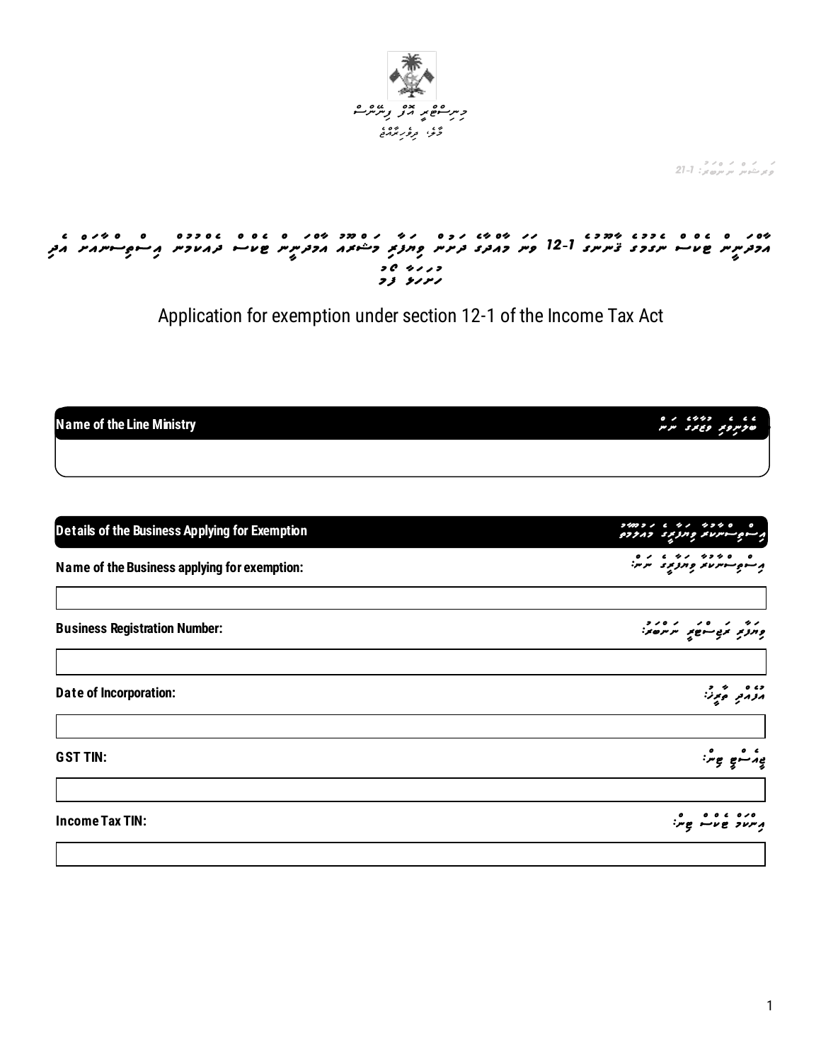މިނިސްޓްރީ އޮފް ފިނޭންސް

މާލެ، ދިވެހިރާއްޖެ

ފޯމް ނަންބަރު: 21-1

# އިންކަމް ޓެކްސް ޤާނޫނުގެ 12-1 ވަނަ މާއްދާގެ ދަށުން ވިޔަފާރި މުއައްސަސާއެއް އިންކަމް ޓެކްސް ދެއްކުމުން އިސްތިސްނާއަށް އެދި ހުށަހަޅާ ފޯމު

# Application for exemption under section 12-1 of the Income Tax Act

## Name of the Line Ministry / ބެލެނިވެރި ވުޒާރާގެ ނަން

&nbsp;

## Details of the Business Applying for Exemption / އިސްތިސްނާއަށް އެދޭ ވިޔަފާރީގެ މައުލޫމާތު

**Name of the Business applying for exemption:** / އިސްތިސްނާއަށް އެދޭ ވިޔަފާރީގެ ނަން:

&nbsp;

**Business Registration Number:** / ވިޔަފާރި ރަޖިސްޓްރީ ނަންބަރު:

&nbsp;

**Date of Incorporation:** / އުފެއްދި ތާރީޚު:

&nbsp;

**GST TIN:** / ޖީއެސްޓީ ޓިން:

&nbsp;

**Income Tax TIN:** / އިންކަމް ޓެކްސް ޓިން: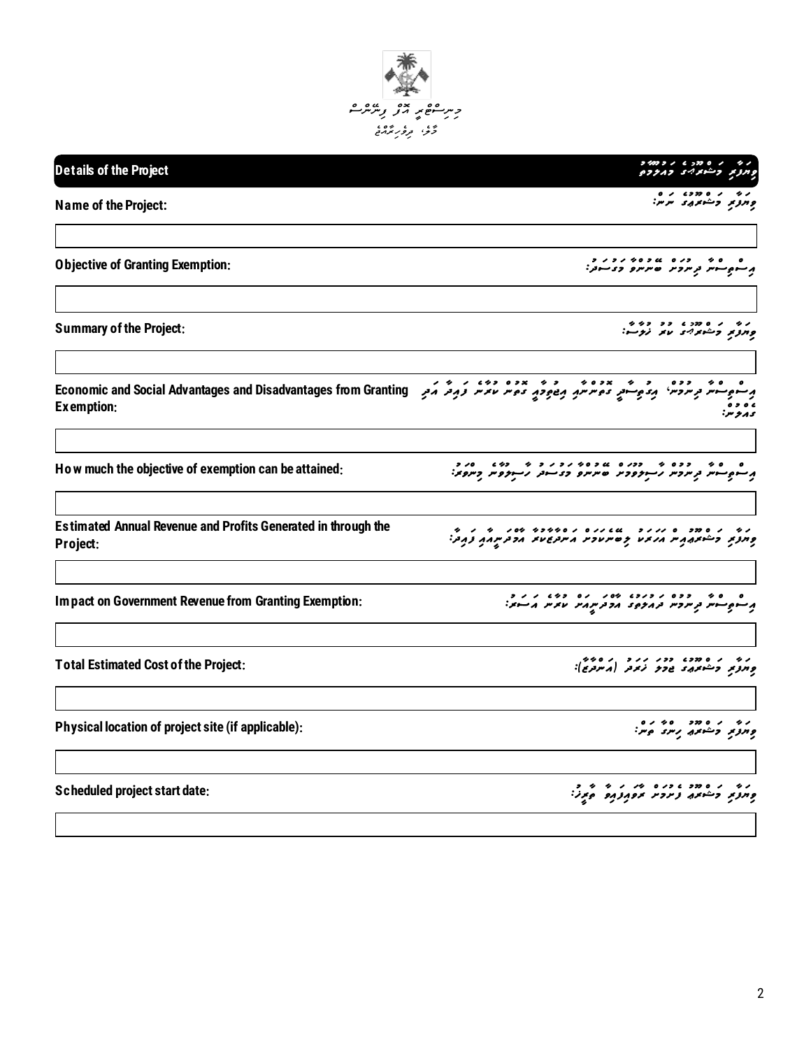މިނިސްޓްރީ އޮފް ފިނޭންސް
މާލެ، ދިވެހިރާއްޖެ

## Details of the Project — މަޝްރޫޢުގެ މަޢުލޫމާތު

**Name of the Project:** — މަޝްރޫޢުގެ ނަން:

|  |
|---|
|  |

**Objective of Granting Exemption:** — އިސްތިސްނާ ދިނުމުގެ ބޭނުންވާ މަޤްޞަދު:

|  |
|---|
|  |

**Summary of the Project:** — މަޝްރޫޢުގެ ކުރު ޚުލާޞާ:

|  |
|---|
|  |

**Economic and Social Advantages and Disadvantages from Granting Exemption:** — އިސްތިސްނާ ދިނުމުން، އިޤްތިޞާދީ ގޮތުންނާއި އިޖްތިމާޢީ ގޮތުން ކުރާނެ ފައިދާ އަދި ގެއްލުން:

|  |
|---|
|  |

**How much the objective of exemption can be attained:** — އިސްތިސްނާ ދިނުމުން ހާސިލުކުރުމަށް ބޭނުންވާ މަޤްޞަދު ހާސިލުވާނެ މިންވަރު:

|  |
|---|
|  |

**Estimated Annual Revenue and Profits Generated in through the Project:** — މަޝްރޫޢުއިން އަހަރަކު ލިބޭނެކަމަށް އަންދާޒާކުރާ އާމްދަނީއާއި ފައިދާ:

|  |
|---|
|  |

**Impact on Government Revenue from Granting Exemption:** — އިސްތިސްނާ ދިނުމުން ދައުލަތުގެ އާމްދަނީއަށް ކުރާނެ އަސަރު:

|  |
|---|
|  |

**Total Estimated Cost of the Project:** — މަޝްރޫޢުގެ ޖުމްލަ ޚަރަދު (އަންދާޒާ):

|  |
|---|
|  |

**Physical location of project site (if applicable):** — މަޝްރޫޢު ހިންގާ ތަން:

|  |
|---|
|  |

**Scheduled project start date:** — މަޝްރޫޢު ފެށުމަށް ރޭވިފައިވާ ތާރީޚު:

|  |
|---|
|  |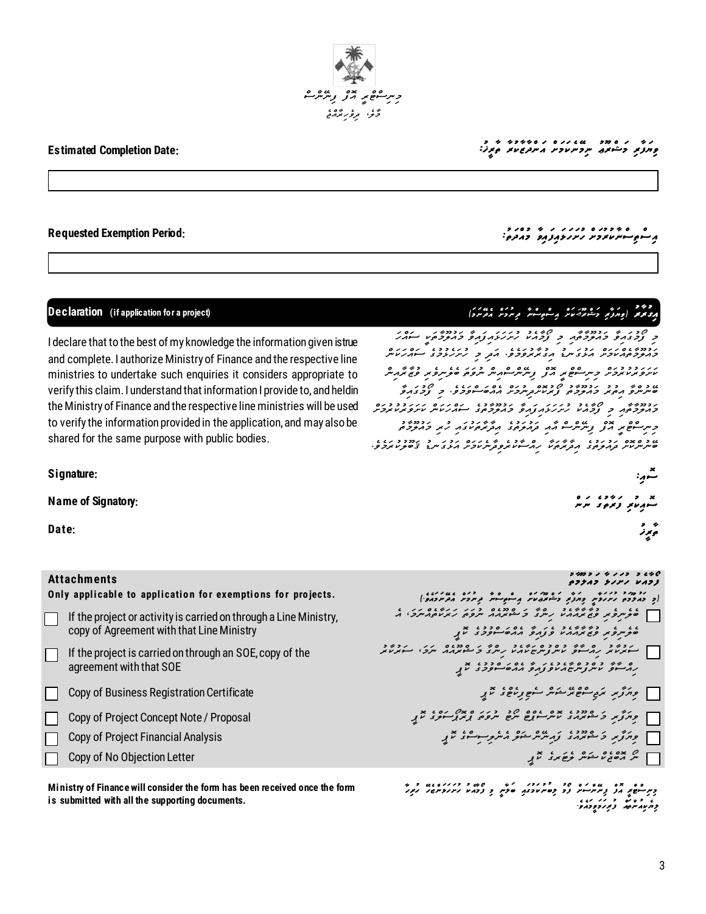މިނިސްޓްރީ އޮފް ފިނޭންސް
މާލެ، ދިވެހިރާއްޖެ

**Estimated Completion Date:**

**Requested Exemption Period:**

## Declaration (if application for a project)

I declare that to the best of my knowledge the information given is true and complete. I authorize Ministry of Finance and the respective line ministries to undertake such enquiries it considers appropriate to verify this claim. I understand that information I provide to, and held in the Ministry of Finance and the respective line ministries will be used to verify the information provided in the application, and may also be shared for the same purpose with public bodies.

**Signature:** ސޮއި:

**Name of Signatory:** ސޮއިކުރި ފަރާތުގެ ނަން

**Date:** ތާރީޚު

## Attachments

**Only applicable to application for exemptions for projects.**

- [ ] If the project or activity is carried on through a Line Ministry, copy of Agreement with that Line Ministry
- [ ] If the project is carried on through an SOE, copy of the agreement with that SOE
- [ ] Copy of Business Registration Certificate
- [ ] Copy of Project Concept Note / Proposal
- [ ] Copy of Project Financial Analysis
- [ ] Copy of No Objection Letter

**Ministry of Finance will consider the form has been received once the form is submitted with all the supporting documents.**